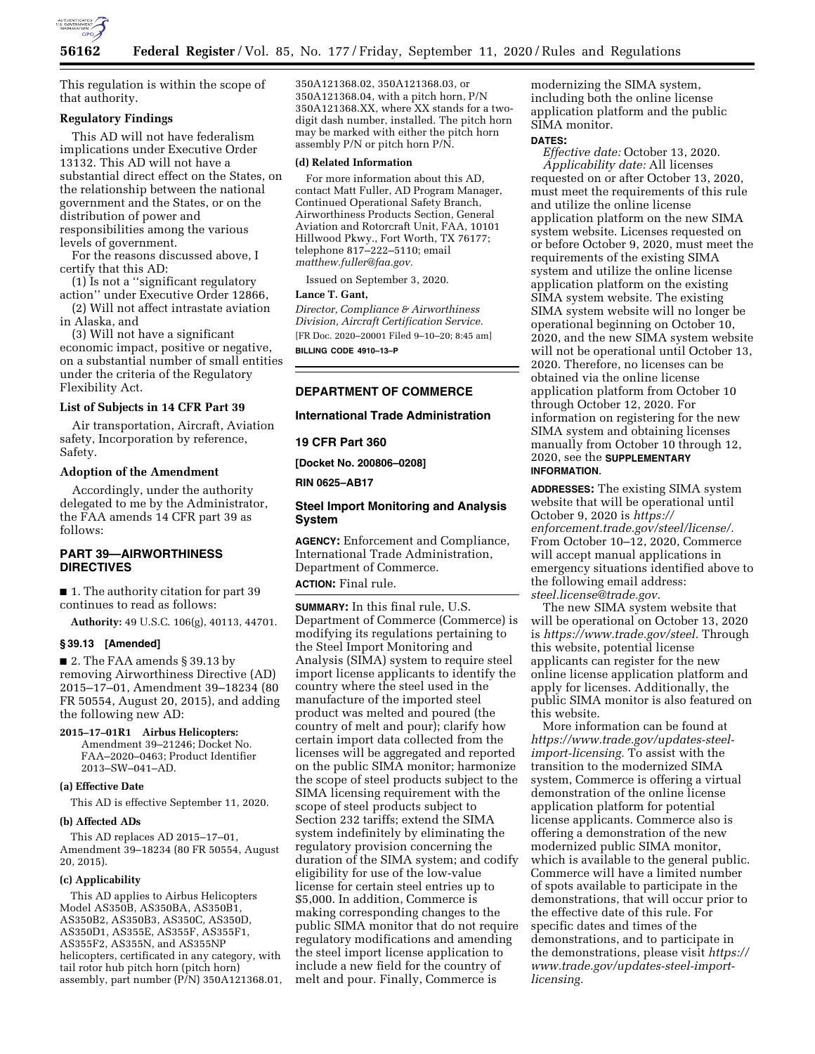This regulation is within the scope of that authority.

### Regulatory Findings

This AD will not have federalism implications under Executive Order 13132. This AD will not have a substantial direct effect on the States, on the relationship between the national government and the States, or on the distribution of power and responsibilities among the various levels of government.

For the reasons discussed above, I certify that this AD:

(1) Is not a "significant regulatory action" under Executive Order 12866,

(2) Will not affect intrastate aviation in Alaska, and

(3) Will not have a significant economic impact, positive or negative, on a substantial number of small entities under the criteria of the Regulatory Flexibility Act.

### List of Subjects in 14 CFR Part 39

Air transportation, Aircraft, Aviation safety, Incorporation by reference, Safety.

### Adoption of the Amendment

Accordingly, under the authority delegated to me by the Administrator, the FAA amends 14 CFR part 39 as follows:

## PART 39—AIRWORTHINESS DIRECTIVES

■ 1. The authority citation for part 39 continues to read as follows:

**Authority:** 49 U.S.C. 106(g), 40113, 44701.

### § 39.13 [Amended]

■ 2. The FAA amends § 39.13 by removing Airworthiness Directive (AD) 2015–17–01, Amendment 39–18234 (80 FR 50554, August 20, 2015), and adding the following new AD:

**2015–17–01R1 Airbus Helicopters:** Amendment 39–21246; Docket No. FAA–2020–0463; Product Identifier 2013–SW–041–AD.

#### (a) Effective Date

This AD is effective September 11, 2020.

#### (b) Affected ADs

This AD replaces AD 2015–17–01, Amendment 39–18234 (80 FR 50554, August 20, 2015).

#### (c) Applicability

This AD applies to Airbus Helicopters Model AS350B, AS350BA, AS350B1, AS350B2, AS350B3, AS350C, AS350D, AS350D1, AS355E, AS355F, AS355F1, AS355F2, AS355N, and AS355NP helicopters, certificated in any category, with tail rotor hub pitch horn (pitch horn) assembly, part number (P/N) 350A121368.01, 350A121368.02, 350A121368.03, or 350A121368.04, with a pitch horn, P/N 350A121368.XX, where XX stands for a two-digit dash number, installed. The pitch horn may be marked with either the pitch horn assembly P/N or pitch horn P/N.

#### (d) Related Information

For more information about this AD, contact Matt Fuller, AD Program Manager, Continued Operational Safety Branch, Airworthiness Products Section, General Aviation and Rotorcraft Unit, FAA, 10101 Hillwood Pkwy., Fort Worth, TX 76177; telephone 817–222–5110; email *matthew.fuller@faa.gov.*

Issued on September 3, 2020.

**Lance T. Gant,**

*Director, Compliance & Airworthiness Division, Aircraft Certification Service.*

[FR Doc. 2020–20001 Filed 9–10–20; 8:45 am]

**BILLING CODE 4910–13–P**

---

## DEPARTMENT OF COMMERCE

### International Trade Administration

### 19 CFR Part 360

**[Docket No. 200806–0208]**

**RIN 0625–AB17**

### Steel Import Monitoring and Analysis System

**AGENCY:** Enforcement and Compliance, International Trade Administration, Department of Commerce.

**ACTION:** Final rule.

**SUMMARY:** In this final rule, U.S. Department of Commerce (Commerce) is modifying its regulations pertaining to the Steel Import Monitoring and Analysis (SIMA) system to require steel import license applicants to identify the country where the steel used in the manufacture of the imported steel product was melted and poured (the country of melt and pour); clarify how certain import data collected from the licenses will be aggregated and reported on the public SIMA monitor; harmonize the scope of steel products subject to the SIMA licensing requirement with the scope of steel products subject to Section 232 tariffs; extend the SIMA system indefinitely by eliminating the regulatory provision concerning the duration of the SIMA system; and codify eligibility for use of the low-value license for certain steel entries up to $5,000. In addition, Commerce is making corresponding changes to the public SIMA monitor that do not require regulatory modifications and amending the steel import license application to include a new field for the country of melt and pour. Finally, Commerce is modernizing the SIMA system, including both the online license application platform and the public SIMA monitor.

**DATES:**

*Effective date:* October 13, 2020.

*Applicability date:* All licenses requested on or after October 13, 2020, must meet the requirements of this rule and utilize the online license application platform on the new SIMA system website. Licenses requested on or before October 9, 2020, must meet the requirements of the existing SIMA system and utilize the online license application platform on the existing SIMA system website. The existing SIMA system website will no longer be operational beginning on October 10, 2020, and the new SIMA system website will not be operational until October 13, 2020. Therefore, no licenses can be obtained via the online license application platform from October 10 through October 12, 2020. For information on registering for the new SIMA system and obtaining licenses manually from October 10 through 12, 2020, see the **SUPPLEMENTARY INFORMATION**.

**ADDRESSES:** The existing SIMA system website that will be operational until October 9, 2020 is *https://enforcement.trade.gov/steel/license/.* From October 10–12, 2020, Commerce will accept manual applications in emergency situations identified above to the following email address: *steel.license@trade.gov.*

The new SIMA system website that will be operational on October 13, 2020 is *https://www.trade.gov/steel.* Through this website, potential license applicants can register for the new online license application platform and apply for licenses. Additionally, the public SIMA monitor is also featured on this website.

More information can be found at *https://www.trade.gov/updates-steel-import-licensing.* To assist with the transition to the modernized SIMA system, Commerce is offering a virtual demonstration of the online license application platform for potential license applicants. Commerce also is offering a demonstration of the new modernized public SIMA monitor, which is available to the general public. Commerce will have a limited number of spots available to participate in the demonstrations, that will occur prior to the effective date of this rule. For specific dates and times of the demonstrations, and to participate in the demonstrations, please visit *https://www.trade.gov/updates-steel-import-licensing.*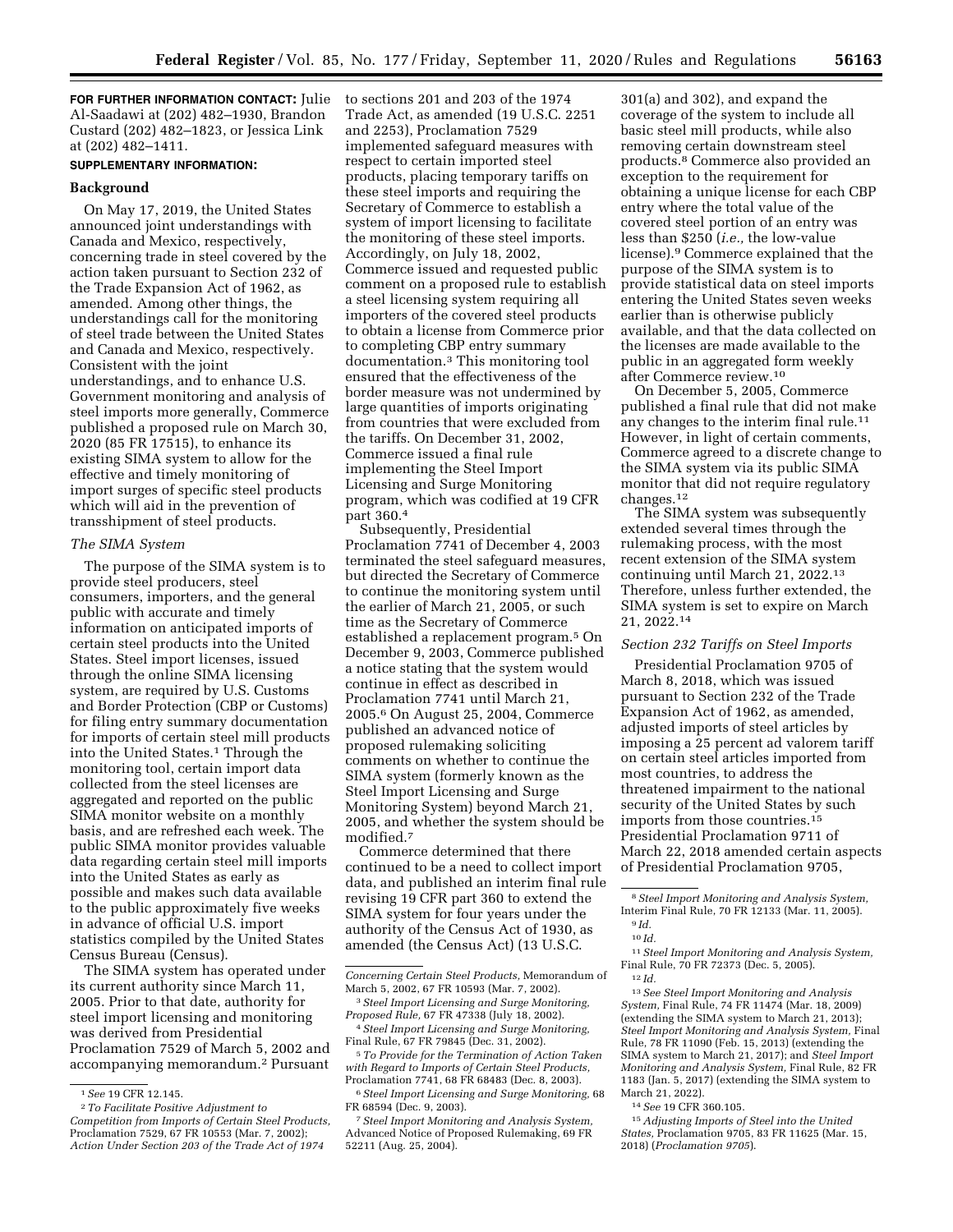**FOR FURTHER INFORMATION CONTACT:** Julie Al-Saadawi at (202) 482–1930, Brandon Custard (202) 482–1823, or Jessica Link at (202) 482–1411.

**SUPPLEMENTARY INFORMATION:**

**Background**

On May 17, 2019, the United States announced joint understandings with Canada and Mexico, respectively, concerning trade in steel covered by the action taken pursuant to Section 232 of the Trade Expansion Act of 1962, as amended. Among other things, the understandings call for the monitoring of steel trade between the United States and Canada and Mexico, respectively. Consistent with the joint understandings, and to enhance U.S. Government monitoring and analysis of steel imports more generally, Commerce published a proposed rule on March 30, 2020 (85 FR 17515), to enhance its existing SIMA system to allow for the effective and timely monitoring of import surges of specific steel products which will aid in the prevention of transshipment of steel products.

*The SIMA System*

The purpose of the SIMA system is to provide steel producers, steel consumers, importers, and the general public with accurate and timely information on anticipated imports of certain steel products into the United States. Steel import licenses, issued through the online SIMA licensing system, are required by U.S. Customs and Border Protection (CBP or Customs) for filing entry summary documentation for imports of certain steel mill products into the United States.[1] Through the monitoring tool, certain import data collected from the steel licenses are aggregated and reported on the public SIMA monitor website on a monthly basis, and are refreshed each week. The public SIMA monitor provides valuable data regarding certain steel mill imports into the United States as early as possible and makes such data available to the public approximately five weeks in advance of official U.S. import statistics compiled by the United States Census Bureau (Census).

The SIMA system has operated under its current authority since March 11, 2005. Prior to that date, authority for steel import licensing and monitoring was derived from Presidential Proclamation 7529 of March 5, 2002 and accompanying memorandum.[2] Pursuant to sections 201 and 203 of the 1974 Trade Act, as amended (19 U.S.C. 2251 and 2253), Proclamation 7529 implemented safeguard measures with respect to certain imported steel products, placing temporary tariffs on these steel imports and requiring the Secretary of Commerce to establish a system of import licensing to facilitate the monitoring of these steel imports. Accordingly, on July 18, 2002, Commerce issued and requested public comment on a proposed rule to establish a steel licensing system requiring all importers of the covered steel products to obtain a license from Commerce prior to completing CBP entry summary documentation.[3] This monitoring tool ensured that the effectiveness of the border measure was not undermined by large quantities of imports originating from countries that were excluded from the tariffs. On December 31, 2002, Commerce issued a final rule implementing the Steel Import Licensing and Surge Monitoring program, which was codified at 19 CFR part 360.[4]

Subsequently, Presidential Proclamation 7741 of December 4, 2003 terminated the steel safeguard measures, but directed the Secretary of Commerce to continue the monitoring system until the earlier of March 21, 2005, or such time as the Secretary of Commerce established a replacement program.[5] On December 9, 2003, Commerce published a notice stating that the system would continue in effect as described in Proclamation 7741 until March 21, 2005.[6] On August 25, 2004, Commerce published an advanced notice of proposed rulemaking soliciting comments on whether to continue the SIMA system (formerly known as the Steel Import Licensing and Surge Monitoring System) beyond March 21, 2005, and whether the system should be modified.[7]

Commerce determined that there continued to be a need to collect import data, and published an interim final rule revising 19 CFR part 360 to extend the SIMA system for four years under the authority of the Census Act of 1930, as amended (the Census Act) (13 U.S.C. 301(a) and 302), and expand the coverage of the system to include all basic steel mill products, while also removing certain downstream steel products.[8] Commerce also provided an exception to the requirement for obtaining a unique license for each CBP entry where the total value of the covered steel portion of an entry was less than $250 (*i.e.,* the low-value license).[9] Commerce explained that the purpose of the SIMA system is to provide statistical data on steel imports entering the United States seven weeks earlier than is otherwise publicly available, and that the data collected on the licenses are made available to the public in an aggregated form weekly after Commerce review.[10]

On December 5, 2005, Commerce published a final rule that did not make any changes to the interim final rule.[11] However, in light of certain comments, Commerce agreed to a discrete change to the SIMA system via its public SIMA monitor that did not require regulatory changes.[12]

The SIMA system was subsequently extended several times through the rulemaking process, with the most recent extension of the SIMA system continuing until March 21, 2022.[13] Therefore, unless further extended, the SIMA system is set to expire on March 21, 2022.[14]

*Section 232 Tariffs on Steel Imports*

Presidential Proclamation 9705 of March 8, 2018, which was issued pursuant to Section 232 of the Trade Expansion Act of 1962, as amended, adjusted imports of steel articles by imposing a 25 percent ad valorem tariff on certain steel articles imported from most countries, to address the threatened impairment to the national security of the United States by such imports from those countries.[15] Presidential Proclamation 9711 of March 22, 2018 amended certain aspects of Presidential Proclamation 9705,

---

[1] *See* 19 CFR 12.145.

[2] *To Facilitate Positive Adjustment to Competition from Imports of Certain Steel Products,* Proclamation 7529, 67 FR 10553 (Mar. 7, 2002); *Action Under Section 203 of the Trade Act of 1974 Concerning Certain Steel Products,* Memorandum of March 5, 2002, 67 FR 10593 (Mar. 7, 2002).

[3] *Steel Import Licensing and Surge Monitoring, Proposed Rule,* 67 FR 47338 (July 18, 2002).

[4] *Steel Import Licensing and Surge Monitoring,* Final Rule, 67 FR 79845 (Dec. 31, 2002).

[5] *To Provide for the Termination of Action Taken with Regard to Imports of Certain Steel Products,* Proclamation 7741, 68 FR 68483 (Dec. 8, 2003).

[6] *Steel Import Licensing and Surge Monitoring,* 68 FR 68594 (Dec. 9, 2003).

[7] *Steel Import Monitoring and Analysis System,* Advanced Notice of Proposed Rulemaking, 69 FR 52211 (Aug. 25, 2004).

[8] *Steel Import Monitoring and Analysis System,* Interim Final Rule, 70 FR 12133 (Mar. 11, 2005).

[9] *Id.*

[10] *Id.*

[11] *Steel Import Monitoring and Analysis System,* Final Rule, 70 FR 72373 (Dec. 5, 2005).

[12] *Id.*

[13] *See Steel Import Monitoring and Analysis System,* Final Rule, 74 FR 11474 (Mar. 18, 2009) (extending the SIMA system to March 21, 2013); *Steel Import Monitoring and Analysis System,* Final Rule, 78 FR 11090 (Feb. 15, 2013) (extending the SIMA system to March 21, 2017); and *Steel Import Monitoring and Analysis System,* Final Rule, 82 FR 1183 (Jan. 5, 2017) (extending the SIMA system to March 21, 2022).

[14] *See* 19 CFR 360.105.

[15] *Adjusting Imports of Steel into the United States,* Proclamation 9705, 83 FR 11625 (Mar. 15, 2018) (*Proclamation 9705*).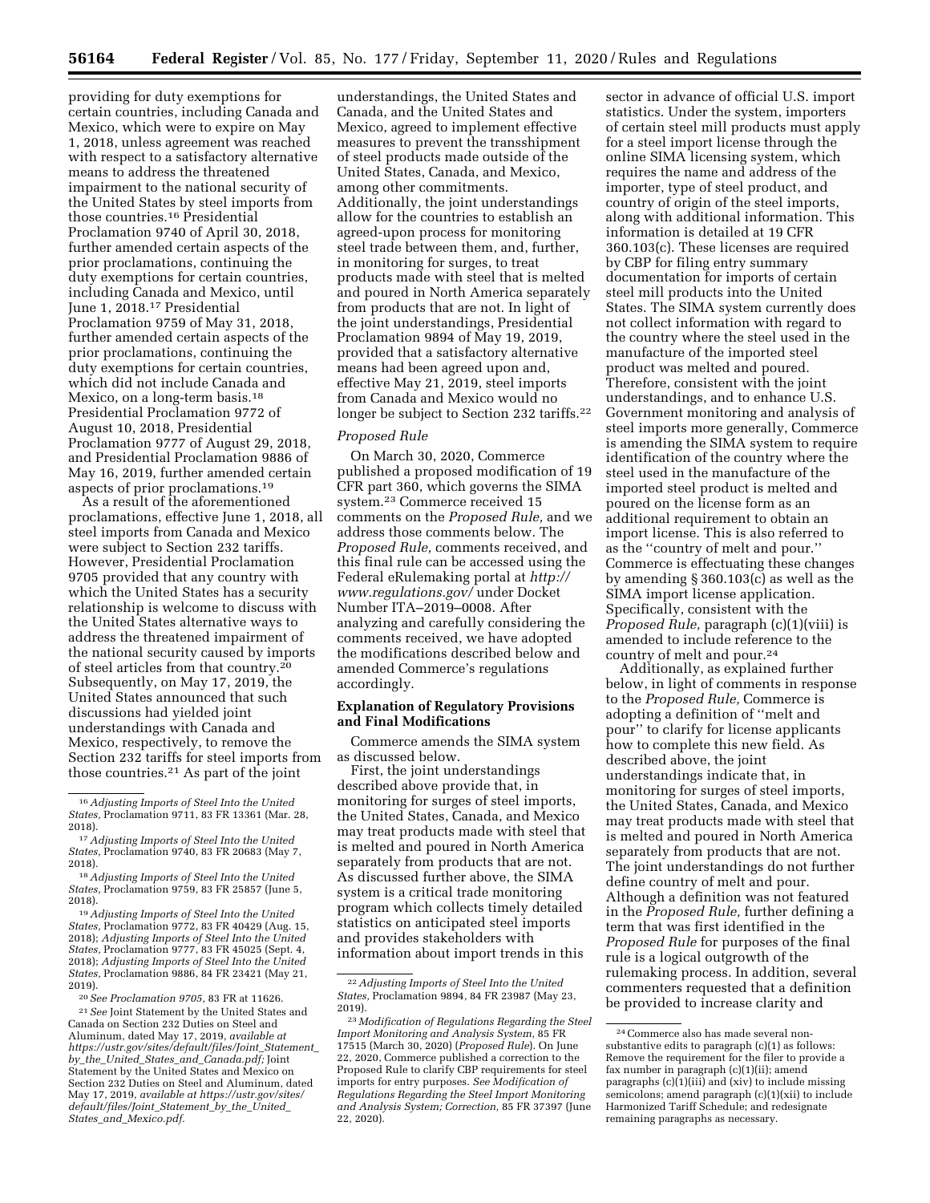providing for duty exemptions for certain countries, including Canada and Mexico, which were to expire on May 1, 2018, unless agreement was reached with respect to a satisfactory alternative means to address the threatened impairment to the national security of the United States by steel imports from those countries.[16] Presidential Proclamation 9740 of April 30, 2018, further amended certain aspects of the prior proclamations, continuing the duty exemptions for certain countries, including Canada and Mexico, until June 1, 2018.[17] Presidential Proclamation 9759 of May 31, 2018, further amended certain aspects of the prior proclamations, continuing the duty exemptions for certain countries, which did not include Canada and Mexico, on a long-term basis.[18] Presidential Proclamation 9772 of August 10, 2018, Presidential Proclamation 9777 of August 29, 2018, and Presidential Proclamation 9886 of May 16, 2019, further amended certain aspects of prior proclamations.[19]

As a result of the aforementioned proclamations, effective June 1, 2018, all steel imports from Canada and Mexico were subject to Section 232 tariffs. However, Presidential Proclamation 9705 provided that any country with which the United States has a security relationship is welcome to discuss with the United States alternative ways to address the threatened impairment of the national security caused by imports of steel articles from that country.[20] Subsequently, on May 17, 2019, the United States announced that such discussions had yielded joint understandings with Canada and Mexico, respectively, to remove the Section 232 tariffs for steel imports from those countries.[21] As part of the joint understandings, the United States and Canada, and the United States and Mexico, agreed to implement effective measures to prevent the transshipment of steel products made outside of the United States, Canada, and Mexico, among other commitments. Additionally, the joint understandings allow for the countries to establish an agreed-upon process for monitoring steel trade between them, and, further, in monitoring for surges, to treat products made with steel that is melted and poured in North America separately from products that are not. In light of the joint understandings, Presidential Proclamation 9894 of May 19, 2019, provided that a satisfactory alternative means had been agreed upon and, effective May 21, 2019, steel imports from Canada and Mexico would no longer be subject to Section 232 tariffs.[22]

*Proposed Rule*

On March 30, 2020, Commerce published a proposed modification of 19 CFR part 360, which governs the SIMA system.[23] Commerce received 15 comments on the *Proposed Rule,* and we address those comments below. The *Proposed Rule,* comments received, and this final rule can be accessed using the Federal eRulemaking portal at *http://www.regulations.gov/* under Docket Number ITA–2019–0008. After analyzing and carefully considering the comments received, we have adopted the modifications described below and amended Commerce's regulations accordingly.

**Explanation of Regulatory Provisions and Final Modifications**

Commerce amends the SIMA system as discussed below.

First, the joint understandings described above provide that, in monitoring for surges of steel imports, the United States, Canada, and Mexico may treat products made with steel that is melted and poured in North America separately from products that are not. As discussed further above, the SIMA system is a critical trade monitoring program which collects timely detailed statistics on anticipated steel imports and provides stakeholders with information about import trends in this sector in advance of official U.S. import statistics. Under the system, importers of certain steel mill products must apply for a steel import license through the online SIMA licensing system, which requires the name and address of the importer, type of steel product, and country of origin of the steel imports, along with additional information. This information is detailed at 19 CFR 360.103(c). These licenses are required by CBP for filing entry summary documentation for imports of certain steel mill products into the United States. The SIMA system currently does not collect information with regard to the country where the steel used in the manufacture of the imported steel product was melted and poured. Therefore, consistent with the joint understandings, and to enhance U.S. Government monitoring and analysis of steel imports more generally, Commerce is amending the SIMA system to require identification of the country where the steel used in the manufacture of the imported steel product is melted and poured on the license form as an additional requirement to obtain an import license. This is also referred to as the ''country of melt and pour.'' Commerce is effectuating these changes by amending § 360.103(c) as well as the SIMA import license application. Specifically, consistent with the *Proposed Rule,* paragraph (c)(1)(viii) is amended to include reference to the country of melt and pour.[24]

Additionally, as explained further below, in light of comments in response to the *Proposed Rule,* Commerce is adopting a definition of ''melt and pour'' to clarify for license applicants how to complete this new field. As described above, the joint understandings indicate that, in monitoring for surges of steel imports, the United States, Canada, and Mexico may treat products made with steel that is melted and poured in North America separately from products that are not. The joint understandings do not further define country of melt and pour. Although a definition was not featured in the *Proposed Rule,* further defining a term that was first identified in the *Proposed Rule* for purposes of the final rule is a logical outgrowth of the rulemaking process. In addition, several commenters requested that a definition be provided to increase clarity and

---

[16] *Adjusting Imports of Steel Into the United States,* Proclamation 9711, 83 FR 13361 (Mar. 28, 2018).

[17] *Adjusting Imports of Steel Into the United States,* Proclamation 9740, 83 FR 20683 (May 7, 2018).

[18] *Adjusting Imports of Steel Into the United States,* Proclamation 9759, 83 FR 25857 (June 5, 2018).

[19] *Adjusting Imports of Steel Into the United States,* Proclamation 9772, 83 FR 40429 (Aug. 15, 2018); *Adjusting Imports of Steel Into the United States,* Proclamation 9777, 83 FR 45025 (Sept. 4, 2018); *Adjusting Imports of Steel Into the United States,* Proclamation 9886, 84 FR 23421 (May 21, 2019).

[20] *See Proclamation 9705,* 83 FR at 11626.

[21] *See* Joint Statement by the United States and Canada on Section 232 Duties on Steel and Aluminum, dated May 17, 2019, *available at https://ustr.gov/sites/default/files/Joint_Statement_by_the_United_States_and_Canada.pdf;* Joint Statement by the United States and Mexico on Section 232 Duties on Steel and Aluminum, dated May 17, 2019, *available at https://ustr.gov/sites/default/files/Joint_Statement_by_the_United_States_and_Mexico.pdf.*

[22] *Adjusting Imports of Steel Into the United States,* Proclamation 9894, 84 FR 23987 (May 23, 2019).

[23] *Modification of Regulations Regarding the Steel Import Monitoring and Analysis System,* 85 FR 17515 (March 30, 2020) (*Proposed Rule*). On June 22, 2020, Commerce published a correction to the Proposed Rule to clarify CBP requirements for steel imports for entry purposes. *See Modification of Regulations Regarding the Steel Import Monitoring and Analysis System; Correction,* 85 FR 37397 (June 22, 2020).

[24] Commerce also has made several non-substantive edits to paragraph (c)(1) as follows: Remove the requirement for the filer to provide a fax number in paragraph (c)(1)(ii); amend paragraphs (c)(1)(iii) and (xiv) to include missing semicolons; amend paragraph (c)(1)(xii) to include Harmonized Tariff Schedule; and redesignate remaining paragraphs as necessary.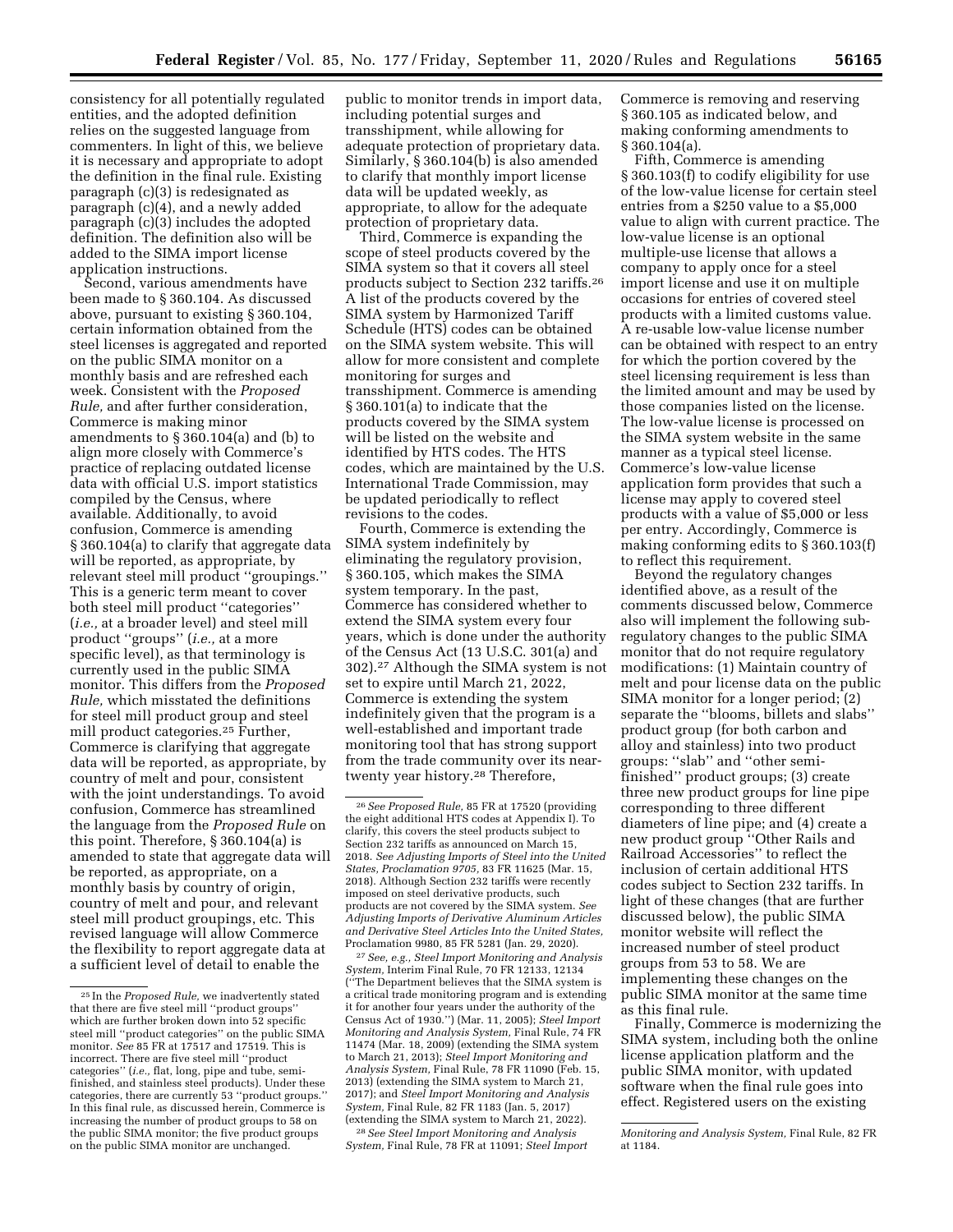consistency for all potentially regulated entities, and the adopted definition relies on the suggested language from commenters. In light of this, we believe it is necessary and appropriate to adopt the definition in the final rule. Existing paragraph (c)(3) is redesignated as paragraph (c)(4), and a newly added paragraph (c)(3) includes the adopted definition. The definition also will be added to the SIMA import license application instructions.

Second, various amendments have been made to § 360.104. As discussed above, pursuant to existing § 360.104, certain information obtained from the steel licenses is aggregated and reported on the public SIMA monitor on a monthly basis and are refreshed each week. Consistent with the *Proposed Rule,* and after further consideration, Commerce is making minor amendments to § 360.104(a) and (b) to align more closely with Commerce's practice of replacing outdated license data with official U.S. import statistics compiled by the Census, where available. Additionally, to avoid confusion, Commerce is amending § 360.104(a) to clarify that aggregate data will be reported, as appropriate, by relevant steel mill product "groupings." This is a generic term meant to cover both steel mill product "categories" (*i.e.,* at a broader level) and steel mill product "groups" (*i.e.,* at a more specific level), as that terminology is currently used in the public SIMA monitor. This differs from the *Proposed Rule,* which misstated the definitions for steel mill product group and steel mill product categories.[25] Further, Commerce is clarifying that aggregate data will be reported, as appropriate, by country of melt and pour, consistent with the joint understandings. To avoid confusion, Commerce has streamlined the language from the *Proposed Rule* on this point. Therefore, § 360.104(a) is amended to state that aggregate data will be reported, as appropriate, on a monthly basis by country of origin, country of melt and pour, and relevant steel mill product groupings, etc. This revised language will allow Commerce the flexibility to report aggregate data at a sufficient level of detail to enable the public to monitor trends in import data, including potential surges and transshipment, while allowing for adequate protection of proprietary data. Similarly, § 360.104(b) is also amended to clarify that monthly import license data will be updated weekly, as appropriate, to allow for the adequate protection of proprietary data.

Third, Commerce is expanding the scope of steel products covered by the SIMA system so that it covers all steel products subject to Section 232 tariffs.[26] A list of the products covered by the SIMA system by Harmonized Tariff Schedule (HTS) codes can be obtained on the SIMA system website. This will allow for more consistent and complete monitoring for surges and transshipment. Commerce is amending § 360.101(a) to indicate that the products covered by the SIMA system will be listed on the website and identified by HTS codes. The HTS codes, which are maintained by the U.S. International Trade Commission, may be updated periodically to reflect revisions to the codes.

Fourth, Commerce is extending the SIMA system indefinitely by eliminating the regulatory provision, § 360.105, which makes the SIMA system temporary. In the past, Commerce has considered whether to extend the SIMA system every four years, which is done under the authority of the Census Act (13 U.S.C. 301(a) and 302).[27] Although the SIMA system is not set to expire until March 21, 2022, Commerce is extending the system indefinitely given that the program is a well-established and important trade monitoring tool that has strong support from the trade community over its near-twenty year history.[28] Therefore, Commerce is removing and reserving § 360.105 as indicated below, and making conforming amendments to § 360.104(a).

Fifth, Commerce is amending § 360.103(f) to codify eligibility for use of the low-value license for certain steel entries from a $250 value to a $5,000 value to align with current practice. The low-value license is an optional multiple-use license that allows a company to apply once for a steel import license and use it on multiple occasions for entries of covered steel products with a limited customs value. A re-usable low-value license number can be obtained with respect to an entry for which the portion covered by the steel licensing requirement is less than the limited amount and may be used by those companies listed on the license. The low-value license is processed on the SIMA system website in the same manner as a typical steel license. Commerce's low-value license application form provides that such a license may apply to covered steel products with a value of $5,000 or less per entry. Accordingly, Commerce is making conforming edits to § 360.103(f) to reflect this requirement.

Beyond the regulatory changes identified above, as a result of the comments discussed below, Commerce also will implement the following sub-regulatory changes to the public SIMA monitor that do not require regulatory modifications: (1) Maintain country of melt and pour license data on the public SIMA monitor for a longer period; (2) separate the "blooms, billets and slabs" product group (for both carbon and alloy and stainless) into two product groups: "slab" and "other semi-finished" product groups; (3) create three new product groups for line pipe corresponding to three different diameters of line pipe; and (4) create a new product group "Other Rails and Railroad Accessories" to reflect the inclusion of certain additional HTS codes subject to Section 232 tariffs. In light of these changes (that are further discussed below), the public SIMA monitor website will reflect the increased number of steel product groups from 53 to 58. We are implementing these changes on the public SIMA monitor at the same time as this final rule.

Finally, Commerce is modernizing the SIMA system, including both the online license application platform and the public SIMA monitor, with updated software when the final rule goes into effect. Registered users on the existing

---

[25] In the *Proposed Rule,* we inadvertently stated that there are five steel mill "product groups" which are further broken down into 52 specific steel mill "product categories" on the public SIMA monitor. *See* 85 FR at 17517 and 17519. This is incorrect. There are five steel mill "product categories" (*i.e.,* flat, long, pipe and tube, semi-finished, and stainless steel products). Under these categories, there are currently 53 "product groups." In this final rule, as discussed herein, Commerce is increasing the number of product groups to 58 on the public SIMA monitor; the five product groups on the public SIMA monitor are unchanged.

[26] *See Proposed Rule,* 85 FR at 17520 (providing the eight additional HTS codes at Appendix I). To clarify, this covers the steel products subject to Section 232 tariffs as announced on March 15, 2018. *See Adjusting Imports of Steel into the United States, Proclamation 9705,* 83 FR 11625 (Mar. 15, 2018). Although Section 232 tariffs were recently imposed on steel derivative products, such products are not covered by the SIMA system. *See Adjusting Imports of Derivative Aluminum Articles and Derivative Steel Articles Into the United States,* Proclamation 9980, 85 FR 5281 (Jan. 29, 2020).

[27] *See, e.g., Steel Import Monitoring and Analysis System,* Interim Final Rule, 70 FR 12133, 12134 ("The Department believes that the SIMA system is a critical trade monitoring program and is extending it for another four years under the authority of the Census Act of 1930.") (Mar. 11, 2005); *Steel Import Monitoring and Analysis System,* Final Rule, 74 FR 11474 (Mar. 18, 2009) (extending the SIMA system to March 21, 2013); *Steel Import Monitoring and Analysis System,* Final Rule, 78 FR 11090 (Feb. 15, 2013) (extending the SIMA system to March 21, 2017); and *Steel Import Monitoring and Analysis System,* Final Rule, 82 FR 1183 (Jan. 5, 2017) (extending the SIMA system to March 21, 2022).

[28] *See Steel Import Monitoring and Analysis System,* Final Rule, 78 FR at 11091; *Steel Import Monitoring and Analysis System,* Final Rule, 82 FR at 1184.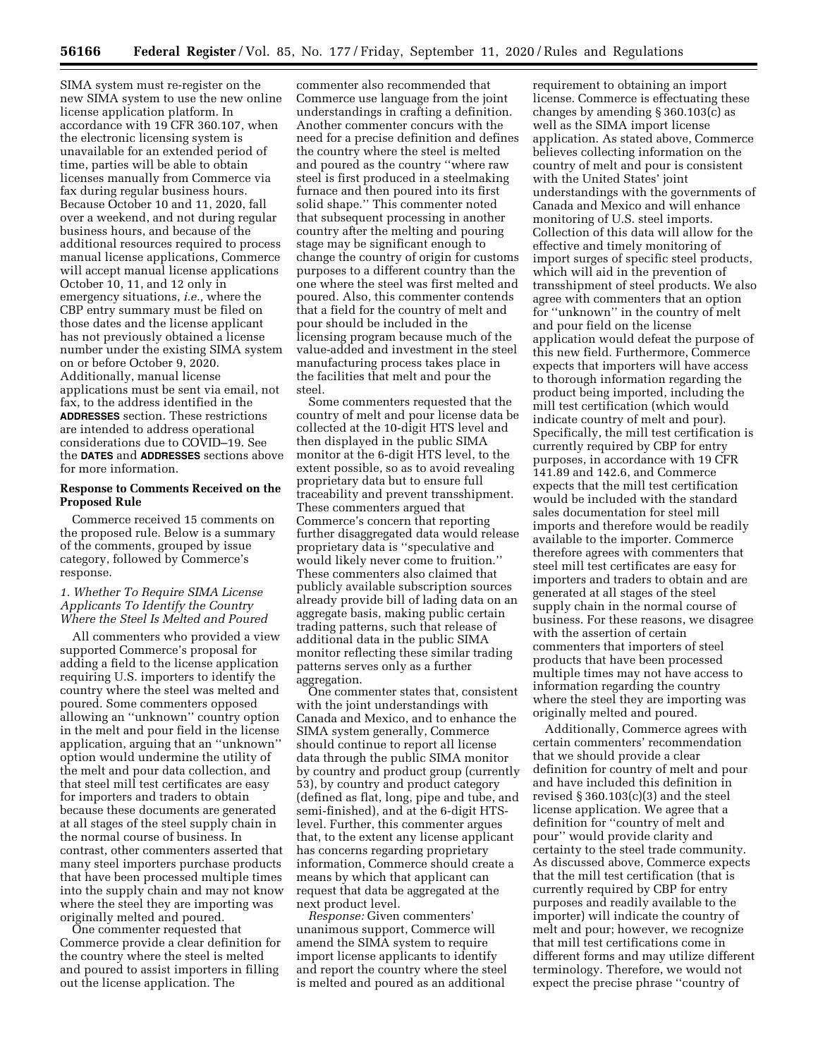SIMA system must re-register on the new SIMA system to use the new online license application platform. In accordance with 19 CFR 360.107, when the electronic licensing system is unavailable for an extended period of time, parties will be able to obtain licenses manually from Commerce via fax during regular business hours. Because October 10 and 11, 2020, fall over a weekend, and not during regular business hours, and because of the additional resources required to process manual license applications, Commerce will accept manual license applications October 10, 11, and 12 only in emergency situations, *i.e.,* where the CBP entry summary must be filed on those dates and the license applicant has not previously obtained a license number under the existing SIMA system on or before October 9, 2020. Additionally, manual license applications must be sent via email, not fax, to the address identified in the **ADDRESSES** section. These restrictions are intended to address operational considerations due to COVID–19. See the **DATES** and **ADDRESSES** sections above for more information.

## Response to Comments Received on the Proposed Rule

Commerce received 15 comments on the proposed rule. Below is a summary of the comments, grouped by issue category, followed by Commerce's response.

### *1. Whether To Require SIMA License Applicants To Identify the Country Where the Steel Is Melted and Poured*

All commenters who provided a view supported Commerce's proposal for adding a field to the license application requiring U.S. importers to identify the country where the steel was melted and poured. Some commenters opposed allowing an ''unknown'' country option in the melt and pour field in the license application, arguing that an ''unknown'' option would undermine the utility of the melt and pour data collection, and that steel mill test certificates are easy for importers and traders to obtain because these documents are generated at all stages of the steel supply chain in the normal course of business. In contrast, other commenters asserted that many steel importers purchase products that have been processed multiple times into the supply chain and may not know where the steel they are importing was originally melted and poured.

One commenter requested that Commerce provide a clear definition for the country where the steel is melted and poured to assist importers in filling out the license application. The commenter also recommended that Commerce use language from the joint understandings in crafting a definition. Another commenter concurs with the need for a precise definition and defines the country where the steel is melted and poured as the country ''where raw steel is first produced in a steelmaking furnace and then poured into its first solid shape.'' This commenter noted that subsequent processing in another country after the melting and pouring stage may be significant enough to change the country of origin for customs purposes to a different country than the one where the steel was first melted and poured. Also, this commenter contends that a field for the country of melt and pour should be included in the licensing program because much of the value-added and investment in the steel manufacturing process takes place in the facilities that melt and pour the steel.

Some commenters requested that the country of melt and pour license data be collected at the 10-digit HTS level and then displayed in the public SIMA monitor at the 6-digit HTS level, to the extent possible, so as to avoid revealing proprietary data but to ensure full traceability and prevent transshipment. These commenters argued that Commerce's concern that reporting further disaggregated data would release proprietary data is ''speculative and would likely never come to fruition.'' These commenters also claimed that publicly available subscription sources already provide bill of lading data on an aggregate basis, making public certain trading patterns, such that release of additional data in the public SIMA monitor reflecting these similar trading patterns serves only as a further aggregation.

One commenter states that, consistent with the joint understandings with Canada and Mexico, and to enhance the SIMA system generally, Commerce should continue to report all license data through the public SIMA monitor by country and product group (currently 53), by country and product category (defined as flat, long, pipe and tube, and semi-finished), and at the 6-digit HTS-level. Further, this commenter argues that, to the extent any license applicant has concerns regarding proprietary information, Commerce should create a means by which that applicant can request that data be aggregated at the next product level.

*Response:* Given commenters' unanimous support, Commerce will amend the SIMA system to require import license applicants to identify and report the country where the steel is melted and poured as an additional requirement to obtaining an import license. Commerce is effectuating these changes by amending § 360.103(c) as well as the SIMA import license application. As stated above, Commerce believes collecting information on the country of melt and pour is consistent with the United States' joint understandings with the governments of Canada and Mexico and will enhance monitoring of U.S. steel imports. Collection of this data will allow for the effective and timely monitoring of import surges of specific steel products, which will aid in the prevention of transshipment of steel products. We also agree with commenters that an option for ''unknown'' in the country of melt and pour field on the license application would defeat the purpose of this new field. Furthermore, Commerce expects that importers will have access to thorough information regarding the product being imported, including the mill test certification (which would indicate country of melt and pour). Specifically, the mill test certification is currently required by CBP for entry purposes, in accordance with 19 CFR 141.89 and 142.6, and Commerce expects that the mill test certification would be included with the standard sales documentation for steel mill imports and therefore would be readily available to the importer. Commerce therefore agrees with commenters that steel mill test certificates are easy for importers and traders to obtain and are generated at all stages of the steel supply chain in the normal course of business. For these reasons, we disagree with the assertion of certain commenters that importers of steel products that have been processed multiple times may not have access to information regarding the country where the steel they are importing was originally melted and poured.

Additionally, Commerce agrees with certain commenters' recommendation that we should provide a clear definition for country of melt and pour and have included this definition in revised § 360.103(c)(3) and the steel license application. We agree that a definition for ''country of melt and pour'' would provide clarity and certainty to the steel trade community. As discussed above, Commerce expects that the mill test certification (that is currently required by CBP for entry purposes and readily available to the importer) will indicate the country of melt and pour; however, we recognize that mill test certifications come in different forms and may utilize different terminology. Therefore, we would not expect the precise phrase ''country of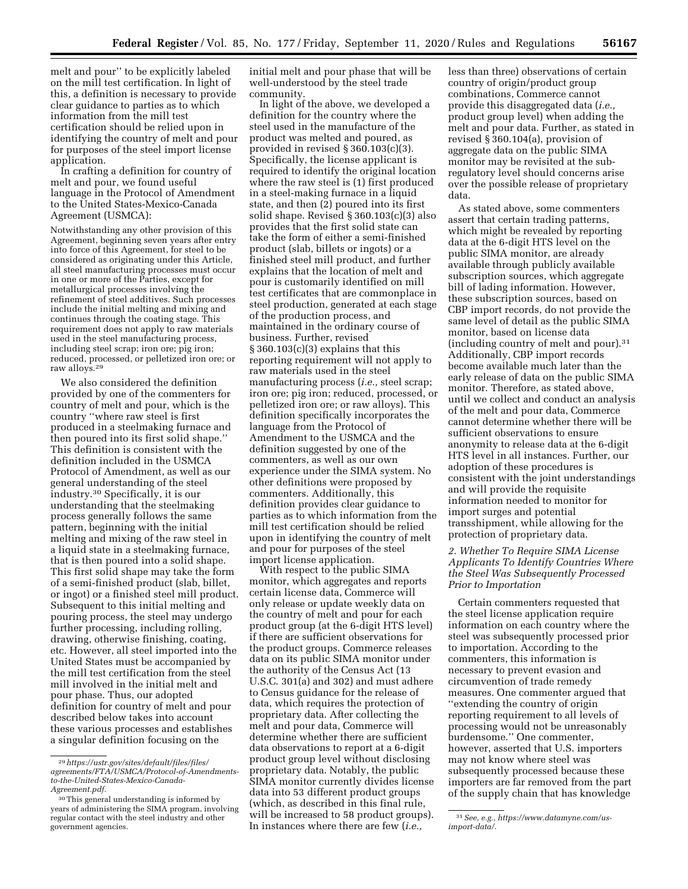melt and pour'' to be explicitly labeled on the mill test certification. In light of this, a definition is necessary to provide clear guidance to parties as to which information from the mill test certification should be relied upon in identifying the country of melt and pour for purposes of the steel import license application.

In crafting a definition for country of melt and pour, we found useful language in the Protocol of Amendment to the United States-Mexico-Canada Agreement (USMCA):

> Notwithstanding any other provision of this Agreement, beginning seven years after entry into force of this Agreement, for steel to be considered as originating under this Article, all steel manufacturing processes must occur in one or more of the Parties, except for metallurgical processes involving the refinement of steel additives. Such processes include the initial melting and mixing and continues through the coating stage. This requirement does not apply to raw materials used in the steel manufacturing process, including steel scrap; iron ore; pig iron; reduced, processed, or pelletized iron ore; or raw alloys.[29]

We also considered the definition provided by one of the commenters for country of melt and pour, which is the country ''where raw steel is first produced in a steelmaking furnace and then poured into its first solid shape.'' This definition is consistent with the definition included in the USMCA Protocol of Amendment, as well as our general understanding of the steel industry.[30] Specifically, it is our understanding that the steelmaking process generally follows the same pattern, beginning with the initial melting and mixing of the raw steel in a liquid state in a steelmaking furnace, that is then poured into a solid shape. This first solid shape may take the form of a semi-finished product (slab, billet, or ingot) or a finished steel mill product. Subsequent to this initial melting and pouring process, the steel may undergo further processing, including rolling, drawing, otherwise finishing, coating, etc. However, all steel imported into the United States must be accompanied by the mill test certification from the steel mill involved in the initial melt and pour phase. Thus, our adopted definition for country of melt and pour described below takes into account these various processes and establishes a singular definition focusing on the initial melt and pour phase that will be well-understood by the steel trade community.

In light of the above, we developed a definition for the country where the steel used in the manufacture of the product was melted and poured, as provided in revised § 360.103(c)(3). Specifically, the license applicant is required to identify the original location where the raw steel is (1) first produced in a steel-making furnace in a liquid state, and then (2) poured into its first solid shape. Revised § 360.103(c)(3) also provides that the first solid state can take the form of either a semi-finished product (slab, billets or ingots) or a finished steel mill product, and further explains that the location of melt and pour is customarily identified on mill test certificates that are commonplace in steel production, generated at each stage of the production process, and maintained in the ordinary course of business. Further, revised § 360.103(c)(3) explains that this reporting requirement will not apply to raw materials used in the steel manufacturing process (*i.e.,* steel scrap; iron ore; pig iron; reduced, processed, or pelletized iron ore; or raw alloys). This definition specifically incorporates the language from the Protocol of Amendment to the USMCA and the definition suggested by one of the commenters, as well as our own experience under the SIMA system. No other definitions were proposed by commenters. Additionally, this definition provides clear guidance to parties as to which information from the mill test certification should be relied upon in identifying the country of melt and pour for purposes of the steel import license application.

With respect to the public SIMA monitor, which aggregates and reports certain license data, Commerce will only release or update weekly data on the country of melt and pour for each product group (at the 6-digit HTS level) if there are sufficient observations for the product groups. Commerce releases data on its public SIMA monitor under the authority of the Census Act (13 U.S.C. 301(a) and 302) and must adhere to Census guidance for the release of data, which requires the protection of proprietary data. After collecting the melt and pour data, Commerce will determine whether there are sufficient data observations to report at a 6-digit product group level without disclosing proprietary data. Notably, the public SIMA monitor currently divides license data into 53 different product groups (which, as described in this final rule, will be increased to 58 product groups). In instances where there are few (*i.e.,* less than three) observations of certain country of origin/product group combinations, Commerce cannot provide this disaggregated data (*i.e.,* product group level) when adding the melt and pour data. Further, as stated in revised § 360.104(a), provision of aggregate data on the public SIMA monitor may be revisited at the sub-regulatory level should concerns arise over the possible release of proprietary data.

As stated above, some commenters assert that certain trading patterns, which might be revealed by reporting data at the 6-digit HTS level on the public SIMA monitor, are already available through publicly available subscription sources, which aggregate bill of lading information. However, these subscription sources, based on CBP import records, do not provide the same level of detail as the public SIMA monitor, based on license data (including country of melt and pour).[31] Additionally, CBP import records become available much later than the early release of data on the public SIMA monitor. Therefore, as stated above, until we collect and conduct an analysis of the melt and pour data, Commerce cannot determine whether there will be sufficient observations to ensure anonymity to release data at the 6-digit HTS level in all instances. Further, our adoption of these procedures is consistent with the joint understandings and will provide the requisite information needed to monitor for import surges and potential transshipment, while allowing for the protection of proprietary data.

### *2. Whether To Require SIMA License Applicants To Identify Countries Where the Steel Was Subsequently Processed Prior to Importation*

Certain commenters requested that the steel license application require information on each country where the steel was subsequently processed prior to importation. According to the commenters, this information is necessary to prevent evasion and circumvention of trade remedy measures. One commenter argued that ''extending the country of origin reporting requirement to all levels of processing would not be unreasonably burdensome.'' One commenter, however, asserted that U.S. importers may not know where steel was subsequently processed because these importers are far removed from the part of the supply chain that has knowledge

---

[29] *https://ustr.gov/sites/default/files/files/agreements/FTA/USMCA/Protocol-of-Amendments-to-the-United-States-Mexico-Canada-Agreement.pdf.*

[30] This general understanding is informed by years of administering the SIMA program, involving regular contact with the steel industry and other government agencies.

[31] *See, e.g., https://www.datamyne.com/us-import-data/.*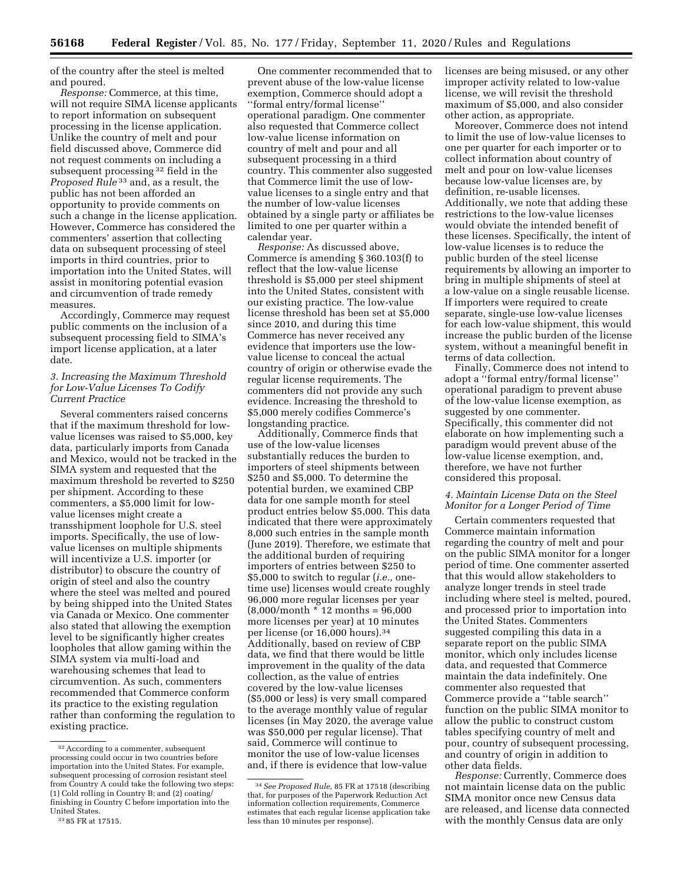of the country after the steel is melted and poured.

*Response:* Commerce, at this time, will not require SIMA license applicants to report information on subsequent processing in the license application. Unlike the country of melt and pour field discussed above, Commerce did not request comments on including a subsequent processing [32] field in the *Proposed Rule* [33] and, as a result, the public has not been afforded an opportunity to provide comments on such a change in the license application. However, Commerce has considered the commenters' assertion that collecting data on subsequent processing of steel imports in third countries, prior to importation into the United States, will assist in monitoring potential evasion and circumvention of trade remedy measures.

Accordingly, Commerce may request public comments on the inclusion of a subsequent processing field to SIMA's import license application, at a later date.

### *3. Increasing the Maximum Threshold for Low-Value Licenses To Codify Current Practice*

Several commenters raised concerns that if the maximum threshold for low-value licenses was raised to $5,000, key data, particularly imports from Canada and Mexico, would not be tracked in the SIMA system and requested that the maximum threshold be reverted to $250 per shipment. According to these commenters, a $5,000 limit for low-value licenses might create a transshipment loophole for U.S. steel imports. Specifically, the use of low-value licenses on multiple shipments will incentivize a U.S. importer (or distributor) to obscure the country of origin of steel and also the country where the steel was melted and poured by being shipped into the United States via Canada or Mexico. One commenter also stated that allowing the exemption level to be significantly higher creates loopholes that allow gaming within the SIMA system via multi-load and warehousing schemes that lead to circumvention. As such, commenters recommended that Commerce conform its practice to the existing regulation rather than conforming the regulation to existing practice.

One commenter recommended that to prevent abuse of the low-value license exemption, Commerce should adopt a ''formal entry/formal license'' operational paradigm. One commenter also requested that Commerce collect low-value license information on country of melt and pour and all subsequent processing in a third country. This commenter also suggested that Commerce limit the use of low-value licenses to a single entry and that the number of low-value licenses obtained by a single party or affiliates be limited to one per quarter within a calendar year.

*Response:* As discussed above, Commerce is amending § 360.103(f) to reflect that the low-value license threshold is $5,000 per steel shipment into the United States, consistent with our existing practice. The low-value license threshold has been set at $5,000 since 2010, and during this time Commerce has never received any evidence that importers use the low-value license to conceal the actual country of origin or otherwise evade the regular license requirements. The commenters did not provide any such evidence. Increasing the threshold to $5,000 merely codifies Commerce's longstanding practice.

Additionally, Commerce finds that use of the low-value licenses substantially reduces the burden to importers of steel shipments between $250 and $5,000. To determine the potential burden, we examined CBP data for one sample month for steel product entries below $5,000. This data indicated that there were approximately 8,000 such entries in the sample month (June 2019). Therefore, we estimate that the additional burden of requiring importers of entries between $250 to $5,000 to switch to regular (*i.e.,* one-time use) licenses would create roughly 96,000 more regular licenses per year (8,000/month * 12 months = 96,000 more licenses per year) at 10 minutes per license (or 16,000 hours).[34] Additionally, based on review of CBP data, we find that there would be little improvement in the quality of the data collection, as the value of entries covered by the low-value licenses ($5,000 or less) is very small compared to the average monthly value of regular licenses (in May 2020, the average value was $50,000 per regular license). That said, Commerce will continue to monitor the use of low-value licenses and, if there is evidence that low-value licenses are being misused, or any other improper activity related to low-value license, we will revisit the threshold maximum of $5,000, and also consider other action, as appropriate.

Moreover, Commerce does not intend to limit the use of low-value licenses to one per quarter for each importer or to collect information about country of melt and pour on low-value licenses because low-value licenses are, by definition, re-usable licenses. Additionally, we note that adding these restrictions to the low-value licenses would obviate the intended benefit of these licenses. Specifically, the intent of low-value licenses is to reduce the public burden of the steel license requirements by allowing an importer to bring in multiple shipments of steel at a low-value on a single reusable license. If importers were required to create separate, single-use low-value licenses for each low-value shipment, this would increase the public burden of the license system, without a meaningful benefit in terms of data collection.

Finally, Commerce does not intend to adopt a ''formal entry/formal license'' operational paradigm to prevent abuse of the low-value license exemption, as suggested by one commenter. Specifically, this commenter did not elaborate on how implementing such a paradigm would prevent abuse of the low-value license exemption, and, therefore, we have not further considered this proposal.

### *4. Maintain License Data on the Steel Monitor for a Longer Period of Time*

Certain commenters requested that Commerce maintain information regarding the country of melt and pour on the public SIMA monitor for a longer period of time. One commenter asserted that this would allow stakeholders to analyze longer trends in steel trade including where steel is melted, poured, and processed prior to importation into the United States. Commenters suggested compiling this data in a separate report on the public SIMA monitor, which only includes license data, and requested that Commerce maintain the data indefinitely. One commenter also requested that Commerce provide a ''table search'' function on the public SIMA monitor to allow the public to construct custom tables specifying country of melt and pour, country of subsequent processing, and country of origin in addition to other data fields.

*Response:* Currently, Commerce does not maintain license data on the public SIMA monitor once new Census data are released, and license data connected with the monthly Census data are only

---

[32] According to a commenter, subsequent processing could occur in two countries before importation into the United States. For example, subsequent processing of corrosion resistant steel from Country A could take the following two steps: (1) Cold rolling in Country B; and (2) coating/finishing in Country C before importation into the United States.

[33] 85 FR at 17515.

[34] *See Proposed Rule,* 85 FR at 17518 (describing that, for purposes of the Paperwork Reduction Act information collection requirements, Commerce estimates that each regular license application take less than 10 minutes per response).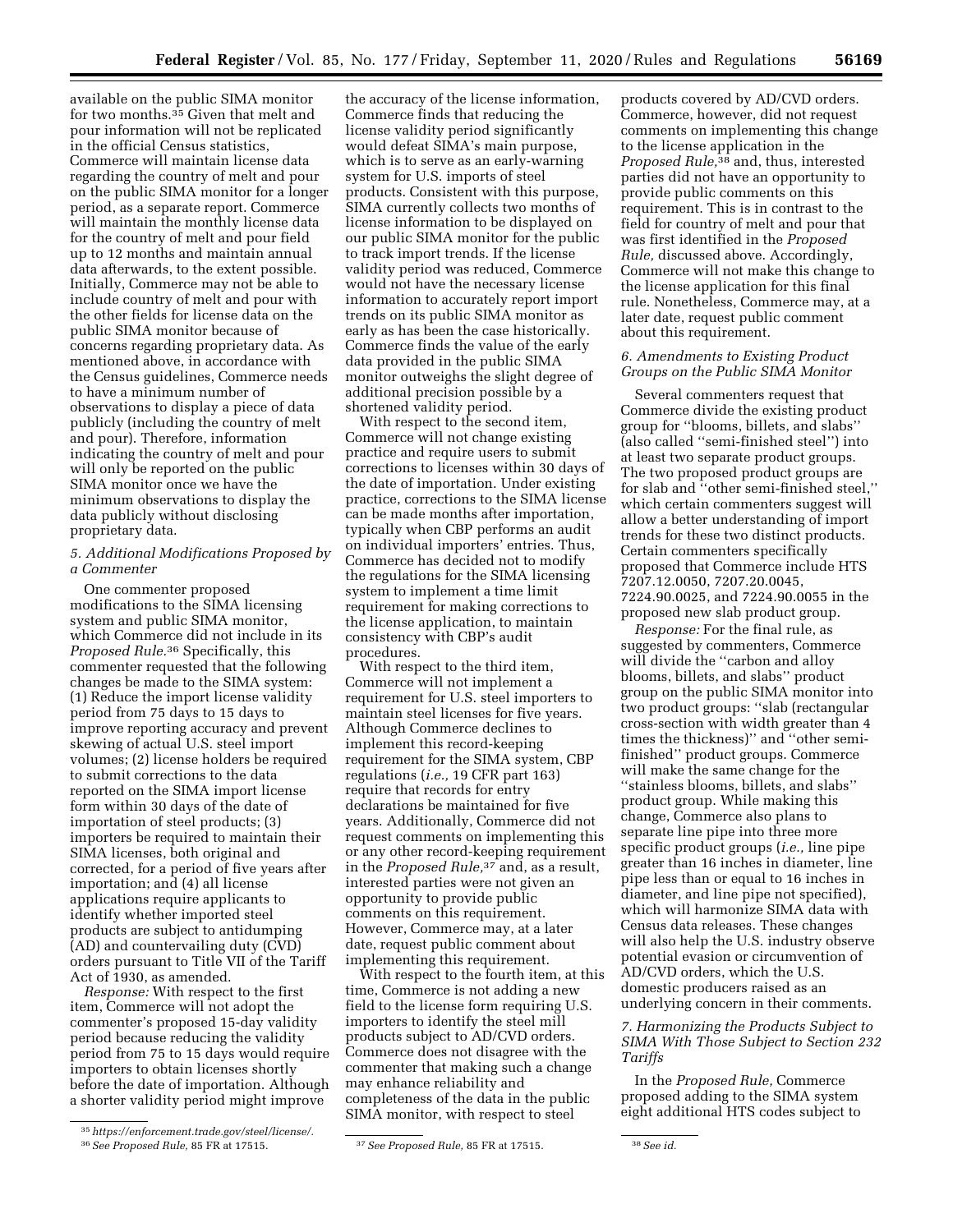available on the public SIMA monitor for two months.[35] Given that melt and pour information will not be replicated in the official Census statistics, Commerce will maintain license data regarding the country of melt and pour on the public SIMA monitor for a longer period, as a separate report. Commerce will maintain the monthly license data for the country of melt and pour field up to 12 months and maintain annual data afterwards, to the extent possible. Initially, Commerce may not be able to include country of melt and pour with the other fields for license data on the public SIMA monitor because of concerns regarding proprietary data. As mentioned above, in accordance with the Census guidelines, Commerce needs to have a minimum number of observations to display a piece of data publicly (including the country of melt and pour). Therefore, information indicating the country of melt and pour will only be reported on the public SIMA monitor once we have the minimum observations to display the data publicly without disclosing proprietary data.

*5. Additional Modifications Proposed by a Commenter*

One commenter proposed modifications to the SIMA licensing system and public SIMA monitor, which Commerce did not include in its *Proposed Rule*.[36] Specifically, this commenter requested that the following changes be made to the SIMA system: (1) Reduce the import license validity period from 75 days to 15 days to improve reporting accuracy and prevent skewing of actual U.S. steel import volumes; (2) license holders be required to submit corrections to the data reported on the SIMA import license form within 30 days of the date of importation of steel products; (3) importers be required to maintain their SIMA licenses, both original and corrected, for a period of five years after importation; and (4) all license applications require applicants to identify whether imported steel products are subject to antidumping (AD) and countervailing duty (CVD) orders pursuant to Title VII of the Tariff Act of 1930, as amended.

*Response:* With respect to the first item, Commerce will not adopt the commenter's proposed 15-day validity period because reducing the validity period from 75 to 15 days would require importers to obtain licenses shortly before the date of importation. Although a shorter validity period might improve the accuracy of the license information, Commerce finds that reducing the license validity period significantly would defeat SIMA's main purpose, which is to serve as an early-warning system for U.S. imports of steel products. Consistent with this purpose, SIMA currently collects two months of license information to be displayed on our public SIMA monitor for the public to track import trends. If the license validity period was reduced, Commerce would not have the necessary license information to accurately report import trends on its public SIMA monitor as early as has been the case historically. Commerce finds the value of the early data provided in the public SIMA monitor outweighs the slight degree of additional precision possible by a shortened validity period.

With respect to the second item, Commerce will not change existing practice and require users to submit corrections to licenses within 30 days of the date of importation. Under existing practice, corrections to the SIMA license can be made months after importation, typically when CBP performs an audit on individual importers' entries. Thus, Commerce has decided not to modify the regulations for the SIMA licensing system to implement a time limit requirement for making corrections to the license application, to maintain consistency with CBP's audit procedures.

With respect to the third item, Commerce will not implement a requirement for U.S. steel importers to maintain steel licenses for five years. Although Commerce declines to implement this record-keeping requirement for the SIMA system, CBP regulations (*i.e.,* 19 CFR part 163) require that records for entry declarations be maintained for five years. Additionally, Commerce did not request comments on implementing this or any other record-keeping requirement in the *Proposed Rule,*[37] and, as a result, interested parties were not given an opportunity to provide public comments on this requirement. However, Commerce may, at a later date, request public comment about implementing this requirement.

With respect to the fourth item, at this time, Commerce is not adding a new field to the license form requiring U.S. importers to identify the steel mill products subject to AD/CVD orders. Commerce does not disagree with the commenter that making such a change may enhance reliability and completeness of the data in the public SIMA monitor, with respect to steel products covered by AD/CVD orders. Commerce, however, did not request comments on implementing this change to the license application in the *Proposed Rule,*[38] and, thus, interested parties did not have an opportunity to provide public comments on this requirement. This is in contrast to the field for country of melt and pour that was first identified in the *Proposed Rule,* discussed above. Accordingly, Commerce will not make this change to the license application for this final rule. Nonetheless, Commerce may, at a later date, request public comment about this requirement.

*6. Amendments to Existing Product Groups on the Public SIMA Monitor*

Several commenters request that Commerce divide the existing product group for "blooms, billets, and slabs" (also called "semi-finished steel") into at least two separate product groups. The two proposed product groups are for slab and "other semi-finished steel," which certain commenters suggest will allow a better understanding of import trends for these two distinct products. Certain commenters specifically proposed that Commerce include HTS 7207.12.0050, 7207.20.0045, 7224.90.0025, and 7224.90.0055 in the proposed new slab product group.

*Response:* For the final rule, as suggested by commenters, Commerce will divide the "carbon and alloy blooms, billets, and slabs" product group on the public SIMA monitor into two product groups: "slab (rectangular cross-section with width greater than 4 times the thickness)" and "other semi-finished" product groups. Commerce will make the same change for the "stainless blooms, billets, and slabs" product group. While making this change, Commerce also plans to separate line pipe into three more specific product groups (*i.e.,* line pipe greater than 16 inches in diameter, line pipe less than or equal to 16 inches in diameter, and line pipe not specified), which will harmonize SIMA data with Census data releases. These changes will also help the U.S. industry observe potential evasion or circumvention of AD/CVD orders, which the U.S. domestic producers raised as an underlying concern in their comments.

*7. Harmonizing the Products Subject to SIMA With Those Subject to Section 232 Tariffs*

In the *Proposed Rule,* Commerce proposed adding to the SIMA system eight additional HTS codes subject to

[35] *https://enforcement.trade.gov/steel/license/.*

[36] *See Proposed Rule,* 85 FR at 17515.

[37] *See Proposed Rule,* 85 FR at 17515.

[38] *See id.*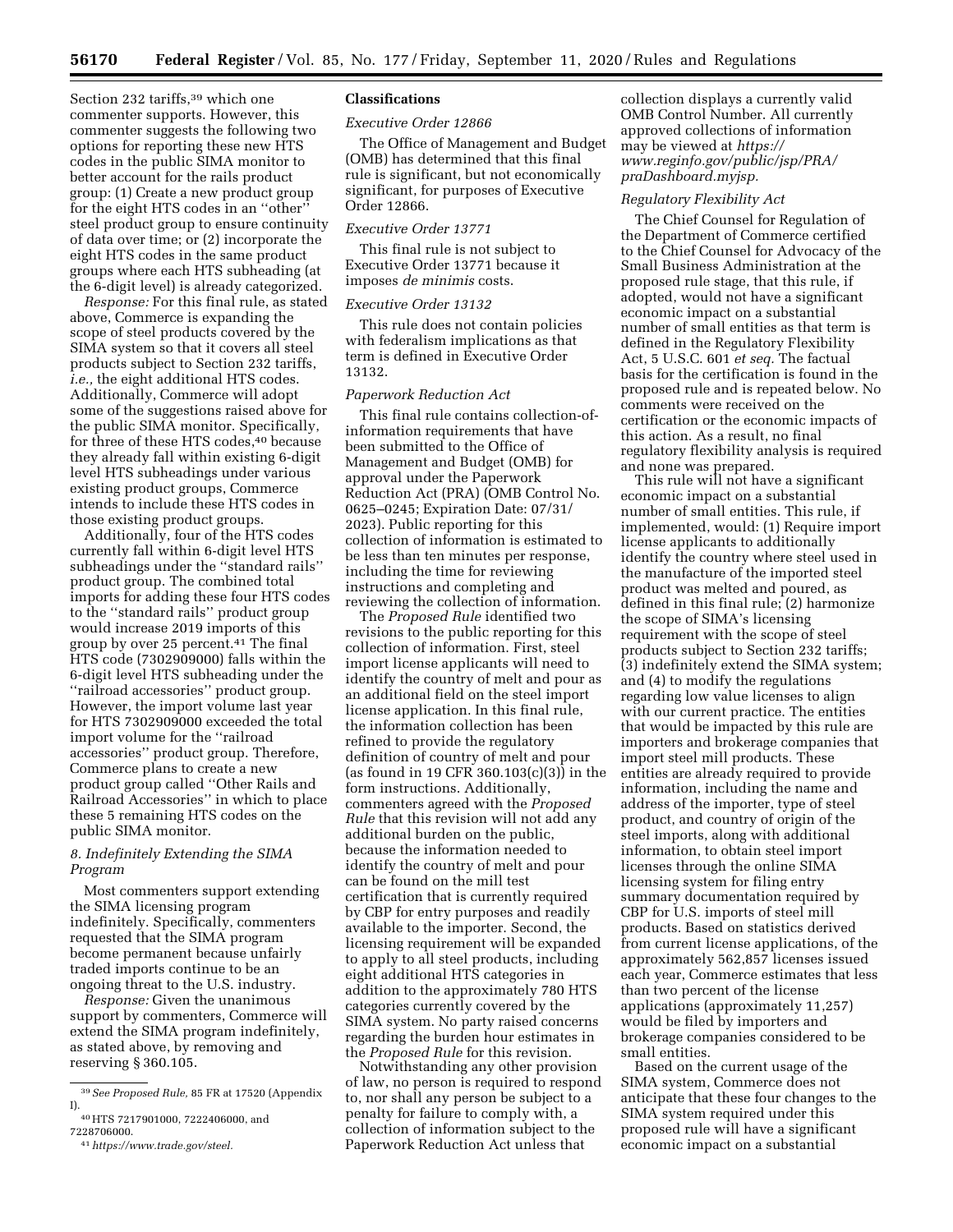Section 232 tariffs,[39] which one commenter supports. However, this commenter suggests the following two options for reporting these new HTS codes in the public SIMA monitor to better account for the rails product group: (1) Create a new product group for the eight HTS codes in an ''other'' steel product group to ensure continuity of data over time; or (2) incorporate the eight HTS codes in the same product groups where each HTS subheading (at the 6-digit level) is already categorized.

*Response:* For this final rule, as stated above, Commerce is expanding the scope of steel products covered by the SIMA system so that it covers all steel products subject to Section 232 tariffs, *i.e.,* the eight additional HTS codes. Additionally, Commerce will adopt some of the suggestions raised above for the public SIMA monitor. Specifically, for three of these HTS codes,[40] because they already fall within existing 6-digit level HTS subheadings under various existing product groups, Commerce intends to include these HTS codes in those existing product groups.

Additionally, four of the HTS codes currently fall within 6-digit level HTS subheadings under the ''standard rails'' product group. The combined total imports for adding these four HTS codes to the ''standard rails'' product group would increase 2019 imports of this group by over 25 percent.[41] The final HTS code (7302909000) falls within the 6-digit level HTS subheading under the ''railroad accessories'' product group. However, the import volume last year for HTS 7302909000 exceeded the total import volume for the ''railroad accessories'' product group. Therefore, Commerce plans to create a new product group called ''Other Rails and Railroad Accessories'' in which to place these 5 remaining HTS codes on the public SIMA monitor.

### *8. Indefinitely Extending the SIMA Program*

Most commenters support extending the SIMA licensing program indefinitely. Specifically, commenters requested that the SIMA program become permanent because unfairly traded imports continue to be an ongoing threat to the U.S. industry.

*Response:* Given the unanimous support by commenters, Commerce will extend the SIMA program indefinitely, as stated above, by removing and reserving § 360.105.

## Classifications

### *Executive Order 12866*

The Office of Management and Budget (OMB) has determined that this final rule is significant, but not economically significant, for purposes of Executive Order 12866.

### *Executive Order 13771*

This final rule is not subject to Executive Order 13771 because it imposes *de minimis* costs.

### *Executive Order 13132*

This rule does not contain policies with federalism implications as that term is defined in Executive Order 13132.

### *Paperwork Reduction Act*

This final rule contains collection-of-information requirements that have been submitted to the Office of Management and Budget (OMB) for approval under the Paperwork Reduction Act (PRA) (OMB Control No. 0625–0245; Expiration Date: 07/31/2023). Public reporting for this collection of information is estimated to be less than ten minutes per response, including the time for reviewing instructions and completing and reviewing the collection of information.

The *Proposed Rule* identified two revisions to the public reporting for this collection of information. First, steel import license applicants will need to identify the country of melt and pour as an additional field on the steel import license application. In this final rule, the information collection has been refined to provide the regulatory definition of country of melt and pour (as found in 19 CFR 360.103(c)(3)) in the form instructions. Additionally, commenters agreed with the *Proposed Rule* that this revision will not add any additional burden on the public, because the information needed to identify the country of melt and pour can be found on the mill test certification that is currently required by CBP for entry purposes and readily available to the importer. Second, the licensing requirement will be expanded to apply to all steel products, including eight additional HTS categories in addition to the approximately 780 HTS categories currently covered by the SIMA system. No party raised concerns regarding the burden hour estimates in the *Proposed Rule* for this revision.

Notwithstanding any other provision of law, no person is required to respond to, nor shall any person be subject to a penalty for failure to comply with, a collection of information subject to the Paperwork Reduction Act unless that collection displays a currently valid OMB Control Number. All currently approved collections of information may be viewed at *https://www.reginfo.gov/public/jsp/PRA/praDashboard.myjsp.*

### *Regulatory Flexibility Act*

The Chief Counsel for Regulation of the Department of Commerce certified to the Chief Counsel for Advocacy of the Small Business Administration at the proposed rule stage, that this rule, if adopted, would not have a significant economic impact on a substantial number of small entities as that term is defined in the Regulatory Flexibility Act, 5 U.S.C. 601 *et seq.* The factual basis for the certification is found in the proposed rule and is repeated below. No comments were received on the certification or the economic impacts of this action. As a result, no final regulatory flexibility analysis is required and none was prepared.

This rule will not have a significant economic impact on a substantial number of small entities. This rule, if implemented, would: (1) Require import license applicants to additionally identify the country where steel used in the manufacture of the imported steel product was melted and poured, as defined in this final rule; (2) harmonize the scope of SIMA's licensing requirement with the scope of steel products subject to Section 232 tariffs; (3) indefinitely extend the SIMA system; and (4) to modify the regulations regarding low value licenses to align with our current practice. The entities that would be impacted by this rule are importers and brokerage companies that import steel mill products. These entities are already required to provide information, including the name and address of the importer, type of steel product, and country of origin of the steel imports, along with additional information, to obtain steel import licenses through the online SIMA licensing system for filing entry summary documentation required by CBP for U.S. imports of steel mill products. Based on statistics derived from current license applications, of the approximately 562,857 licenses issued each year, Commerce estimates that less than two percent of the license applications (approximately 11,257) would be filed by importers and brokerage companies considered to be small entities.

Based on the current usage of the SIMA system, Commerce does not anticipate that these four changes to the SIMA system required under this proposed rule will have a significant economic impact on a substantial

---

[39] *See Proposed Rule,* 85 FR at 17520 (Appendix I).

[40] HTS 7217901000, 7222406000, and 7228706000.

[41] *https://www.trade.gov/steel.*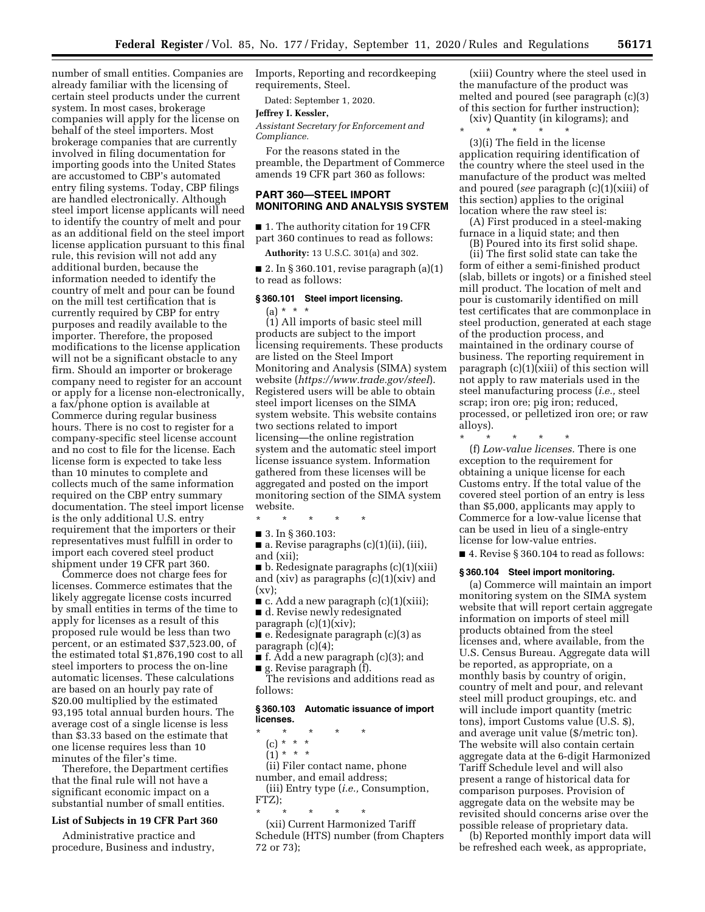number of small entities. Companies are already familiar with the licensing of certain steel products under the current system. In most cases, brokerage companies will apply for the license on behalf of the steel importers. Most brokerage companies that are currently involved in filing documentation for importing goods into the United States are accustomed to CBP's automated entry filing systems. Today, CBP filings are handled electronically. Although steel import license applicants will need to identify the country of melt and pour as an additional field on the steel import license application pursuant to this final rule, this revision will not add any additional burden, because the information needed to identify the country of melt and pour can be found on the mill test certification that is currently required by CBP for entry purposes and readily available to the importer. Therefore, the proposed modifications to the license application will not be a significant obstacle to any firm. Should an importer or brokerage company need to register for an account or apply for a license non-electronically, a fax/phone option is available at Commerce during regular business hours. There is no cost to register for a company-specific steel license account and no cost to file for the license. Each license form is expected to take less than 10 minutes to complete and collects much of the same information required on the CBP entry summary documentation. The steel import license is the only additional U.S. entry requirement that the importers or their representatives must fulfill in order to import each covered steel product shipment under 19 CFR part 360.

Commerce does not charge fees for licenses. Commerce estimates that the likely aggregate license costs incurred by small entities in terms of the time to apply for licenses as a result of this proposed rule would be less than two percent, or an estimated $37,523.00, of the estimated total $1,876,190 cost to all steel importers to process the on-line automatic licenses. These calculations are based on an hourly pay rate of $20.00 multiplied by the estimated 93,195 total annual burden hours. The average cost of a single license is less than $3.33 based on the estimate that one license requires less than 10 minutes of the filer's time.

Therefore, the Department certifies that the final rule will not have a significant economic impact on a substantial number of small entities.

### List of Subjects in 19 CFR Part 360

Administrative practice and procedure, Business and industry, Imports, Reporting and recordkeeping requirements, Steel.

Dated: September 1, 2020.

**Jeffrey I. Kessler,**

*Assistant Secretary for Enforcement and Compliance.*

For the reasons stated in the preamble, the Department of Commerce amends 19 CFR part 360 as follows:

## PART 360—STEEL IMPORT MONITORING AND ANALYSIS SYSTEM

■ 1. The authority citation for 19 CFR part 360 continues to read as follows:

**Authority:** 13 U.S.C. 301(a) and 302.

■ 2. In § 360.101, revise paragraph (a)(1) to read as follows:

### § 360.101 Steel import licensing.

(a) * * *

(1) All imports of basic steel mill products are subject to the import licensing requirements. These products are listed on the Steel Import Monitoring and Analysis (SIMA) system website (*https://www.trade.gov/steel*). Registered users will be able to obtain steel import licenses on the SIMA system website. This website contains two sections related to import licensing—the online registration system and the automatic steel import license issuance system. Information gathered from these licenses will be aggregated and posted on the import monitoring section of the SIMA system website.

\* \* \* \* \*

■ 3. In § 360.103:

■ a. Revise paragraphs (c)(1)(ii), (iii), and (xii);

■ b. Redesignate paragraphs (c)(1)(xiii) and (xiv) as paragraphs (c)(1)(xiv) and (xv);

■ c. Add a new paragraph (c)(1)(xiii);

■ d. Revise newly redesignated paragraph (c)(1)(xiv);

■ e. Redesignate paragraph (c)(3) as paragraph (c)(4);

■ f. Add a new paragraph (c)(3); and

■ g. Revise paragraph (f).

The revisions and additions read as follows:

### § 360.103 Automatic issuance of import licenses.

\* \* \* \* \*

(c) * * *

(1) * * *

(ii) Filer contact name, phone number, and email address;

(iii) Entry type (*i.e.,* Consumption, FTZ);

\* \* \* \* \*

(xii) Current Harmonized Tariff Schedule (HTS) number (from Chapters 72 or 73);

(xiii) Country where the steel used in the manufacture of the product was melted and poured (see paragraph (c)(3) of this section for further instruction);

(xiv) Quantity (in kilograms); and

\* \* \* \* \*

(3)(i) The field in the license application requiring identification of the country where the steel used in the manufacture of the product was melted and poured (*see* paragraph (c)(1)(xiii) of this section) applies to the original location where the raw steel is:

(A) First produced in a steel-making furnace in a liquid state; and then

(B) Poured into its first solid shape.

(ii) The first solid state can take the form of either a semi-finished product (slab, billets or ingots) or a finished steel mill product. The location of melt and pour is customarily identified on mill test certificates that are commonplace in steel production, generated at each stage of the production process, and maintained in the ordinary course of business. The reporting requirement in paragraph (c)(1)(xiii) of this section will not apply to raw materials used in the steel manufacturing process (*i.e.,* steel scrap; iron ore; pig iron; reduced, processed, or pelletized iron ore; or raw alloys).

\* \* \* \* \*

(f) *Low-value licenses.* There is one exception to the requirement for obtaining a unique license for each Customs entry. If the total value of the covered steel portion of an entry is less than $5,000, applicants may apply to Commerce for a low-value license that can be used in lieu of a single-entry license for low-value entries.

■ 4. Revise § 360.104 to read as follows:

### § 360.104 Steel import monitoring.

(a) Commerce will maintain an import monitoring system on the SIMA system website that will report certain aggregate information on imports of steel mill products obtained from the steel licenses and, where available, from the U.S. Census Bureau. Aggregate data will be reported, as appropriate, on a monthly basis by country of origin, country of melt and pour, and relevant steel mill product groupings, etc. and will include import quantity (metric tons), import Customs value (U.S. $), and average unit value ($/metric ton). The website will also contain certain aggregate data at the 6-digit Harmonized Tariff Schedule level and will also present a range of historical data for comparison purposes. Provision of aggregate data on the website may be revisited should concerns arise over the possible release of proprietary data.

(b) Reported monthly import data will be refreshed each week, as appropriate,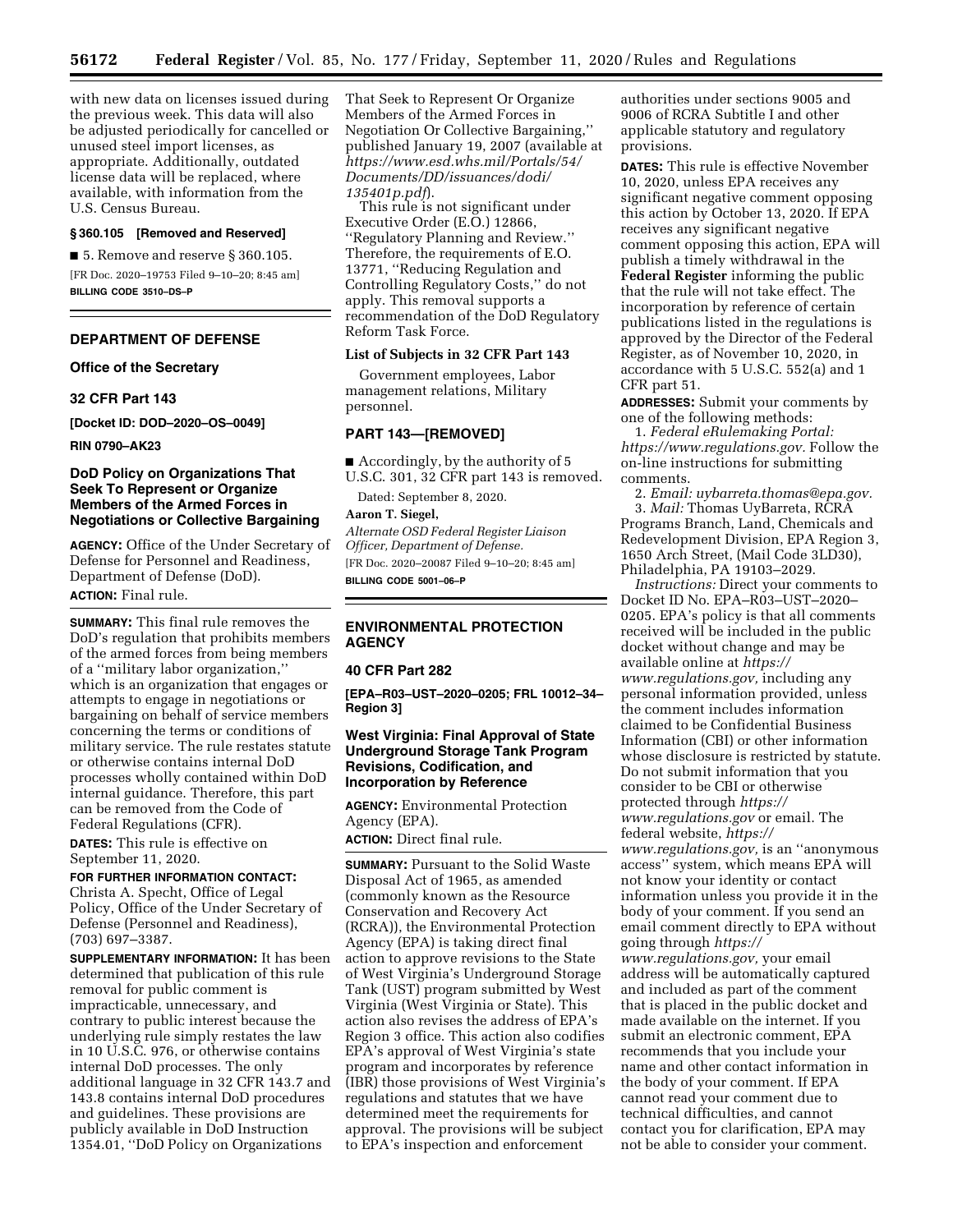with new data on licenses issued during the previous week. This data will also be adjusted periodically for cancelled or unused steel import licenses, as appropriate. Additionally, outdated license data will be replaced, where available, with information from the U.S. Census Bureau.

**§ 360.105 [Removed and Reserved]**

■ 5. Remove and reserve § 360.105.

[FR Doc. 2020–19753 Filed 9–10–20; 8:45 am]

**BILLING CODE 3510–DS–P**

## DEPARTMENT OF DEFENSE

### Office of the Secretary

### 32 CFR Part 143

**[Docket ID: DOD–2020–OS–0049]**

**RIN 0790–AK23**

### DoD Policy on Organizations That Seek To Represent or Organize Members of the Armed Forces in Negotiations or Collective Bargaining

**AGENCY:** Office of the Under Secretary of Defense for Personnel and Readiness, Department of Defense (DoD).

**ACTION:** Final rule.

**SUMMARY:** This final rule removes the DoD's regulation that prohibits members of the armed forces from being members of a ''military labor organization,'' which is an organization that engages or attempts to engage in negotiations or bargaining on behalf of service members concerning the terms or conditions of military service. The rule restates statute or otherwise contains internal DoD processes wholly contained within DoD internal guidance. Therefore, this part can be removed from the Code of Federal Regulations (CFR).

**DATES:** This rule is effective on September 11, 2020.

**FOR FURTHER INFORMATION CONTACT:** Christa A. Specht, Office of Legal Policy, Office of the Under Secretary of Defense (Personnel and Readiness), (703) 697–3387.

**SUPPLEMENTARY INFORMATION:** It has been determined that publication of this rule removal for public comment is impracticable, unnecessary, and contrary to public interest because the underlying rule simply restates the law in 10 U.S.C. 976, or otherwise contains internal DoD processes. The only additional language in 32 CFR 143.7 and 143.8 contains internal DoD procedures and guidelines. These provisions are publicly available in DoD Instruction 1354.01, ''DoD Policy on Organizations That Seek to Represent Or Organize Members of the Armed Forces in Negotiation Or Collective Bargaining,'' published January 19, 2007 (available at *https://www.esd.whs.mil/Portals/54/Documents/DD/issuances/dodi/135401p.pdf*).

This rule is not significant under Executive Order (E.O.) 12866, ''Regulatory Planning and Review.'' Therefore, the requirements of E.O. 13771, ''Reducing Regulation and Controlling Regulatory Costs,'' do not apply. This removal supports a recommendation of the DoD Regulatory Reform Task Force.

**List of Subjects in 32 CFR Part 143**

Government employees, Labor management relations, Military personnel.

**PART 143—[REMOVED]**

■ Accordingly, by the authority of 5 U.S.C. 301, 32 CFR part 143 is removed.

Dated: September 8, 2020.

**Aaron T. Siegel,**

*Alternate OSD Federal Register Liaison Officer, Department of Defense.*

[FR Doc. 2020–20087 Filed 9–10–20; 8:45 am]

**BILLING CODE 5001–06–P**

## ENVIRONMENTAL PROTECTION AGENCY

### 40 CFR Part 282

**[EPA–R03–UST–2020–0205; FRL 10012–34–Region 3]**

### West Virginia: Final Approval of State Underground Storage Tank Program Revisions, Codification, and Incorporation by Reference

**AGENCY:** Environmental Protection Agency (EPA).

**ACTION:** Direct final rule.

**SUMMARY:** Pursuant to the Solid Waste Disposal Act of 1965, as amended (commonly known as the Resource Conservation and Recovery Act (RCRA)), the Environmental Protection Agency (EPA) is taking direct final action to approve revisions to the State of West Virginia's Underground Storage Tank (UST) program submitted by West Virginia (West Virginia or State). This action also revises the address of EPA's Region 3 office. This action also codifies EPA's approval of West Virginia's state program and incorporates by reference (IBR) those provisions of West Virginia's regulations and statutes that we have determined meet the requirements for approval. The provisions will be subject to EPA's inspection and enforcement authorities under sections 9005 and 9006 of RCRA Subtitle I and other applicable statutory and regulatory provisions.

**DATES:** This rule is effective November 10, 2020, unless EPA receives any significant negative comment opposing this action by October 13, 2020. If EPA receives any significant negative comment opposing this action, EPA will publish a timely withdrawal in the **Federal Register** informing the public that the rule will not take effect. The incorporation by reference of certain publications listed in the regulations is approved by the Director of the Federal Register, as of November 10, 2020, in accordance with 5 U.S.C. 552(a) and 1 CFR part 51.

**ADDRESSES:** Submit your comments by one of the following methods:

1. *Federal eRulemaking Portal: https://www.regulations.gov.* Follow the on-line instructions for submitting comments.
2. *Email: uybarreta.thomas@epa.gov.*
3. *Mail:* Thomas UyBarreta, RCRA Programs Branch, Land, Chemicals and Redevelopment Division, EPA Region 3, 1650 Arch Street, (Mail Code 3LD30), Philadelphia, PA 19103–2029.

*Instructions:* Direct your comments to Docket ID No. EPA–R03–UST–2020–0205. EPA's policy is that all comments received will be included in the public docket without change and may be available online at *https://www.regulations.gov,* including any personal information provided, unless the comment includes information claimed to be Confidential Business Information (CBI) or other information whose disclosure is restricted by statute. Do not submit information that you consider to be CBI or otherwise protected through *https://www.regulations.gov* or email. The federal website, *https://www.regulations.gov,* is an ''anonymous access'' system, which means EPA will not know your identity or contact information unless you provide it in the body of your comment. If you send an email comment directly to EPA without going through *https://www.regulations.gov,* your email address will be automatically captured and included as part of the comment that is placed in the public docket and made available on the internet. If you submit an electronic comment, EPA recommends that you include your name and other contact information in the body of your comment. If EPA cannot read your comment due to technical difficulties, and cannot contact you for clarification, EPA may not be able to consider your comment.